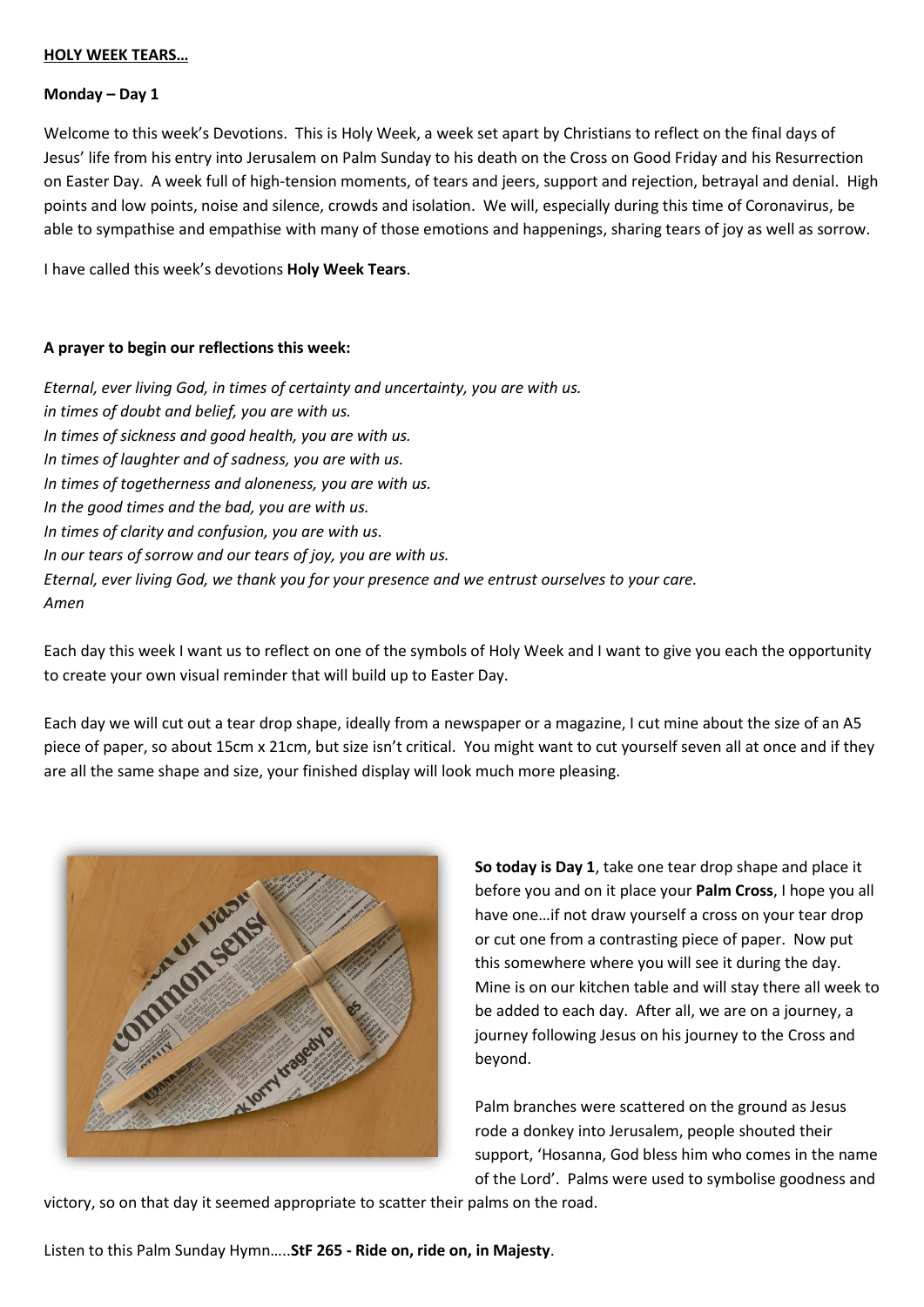**HOLY WEEK TEARS…**

**Monday – Day 1**

Welcome to this week's Devotions. This is Holy Week, a week set apart by Christians to reflect on the final days of Jesus' life from his entry into Jerusalem on Palm Sunday to his death on the Cross on Good Friday and his Resurrection on Easter Day. A week full of high-tension moments, of tears and jeers, support and rejection, betrayal and denial. High points and low points, noise and silence, crowds and isolation. We will, especially during this time of Coronavirus, be able to sympathise and empathise with many of those emotions and happenings, sharing tears of joy as well as sorrow.

I have called this week's devotions **Holy Week Tears**.

**A prayer to begin our reflections this week:**

*Eternal, ever living God, in times of certainty and uncertainty, you are with us.*
*in times of doubt and belief, you are with us.*
*In times of sickness and good health, you are with us.*
*In times of laughter and of sadness, you are with us.*
*In times of togetherness and aloneness, you are with us.*
*In the good times and the bad, you are with us.*
*In times of clarity and confusion, you are with us.*
*In our tears of sorrow and our tears of joy, you are with us.*
*Eternal, ever living God, we thank you for your presence and we entrust ourselves to your care.*
*Amen*

Each day this week I want us to reflect on one of the symbols of Holy Week and I want to give you each the opportunity to create your own visual reminder that will build up to Easter Day.

Each day we will cut out a tear drop shape, ideally from a newspaper or a magazine, I cut mine about the size of an A5 piece of paper, so about 15cm x 21cm, but size isn't critical. You might want to cut yourself seven all at once and if they are all the same shape and size, your finished display will look much more pleasing.

**So today is Day 1**, take one tear drop shape and place it before you and on it place your **Palm Cross**, I hope you all have one…if not draw yourself a cross on your tear drop or cut one from a contrasting piece of paper. Now put this somewhere where you will see it during the day. Mine is on our kitchen table and will stay there all week to be added to each day. After all, we are on a journey, a journey following Jesus on his journey to the Cross and beyond.

Palm branches were scattered on the ground as Jesus rode a donkey into Jerusalem, people shouted their support, 'Hosanna, God bless him who comes in the name of the Lord'. Palms were used to symbolise goodness and victory, so on that day it seemed appropriate to scatter their palms on the road.

Listen to this Palm Sunday Hymn…..**StF 265 - Ride on, ride on, in Majesty**.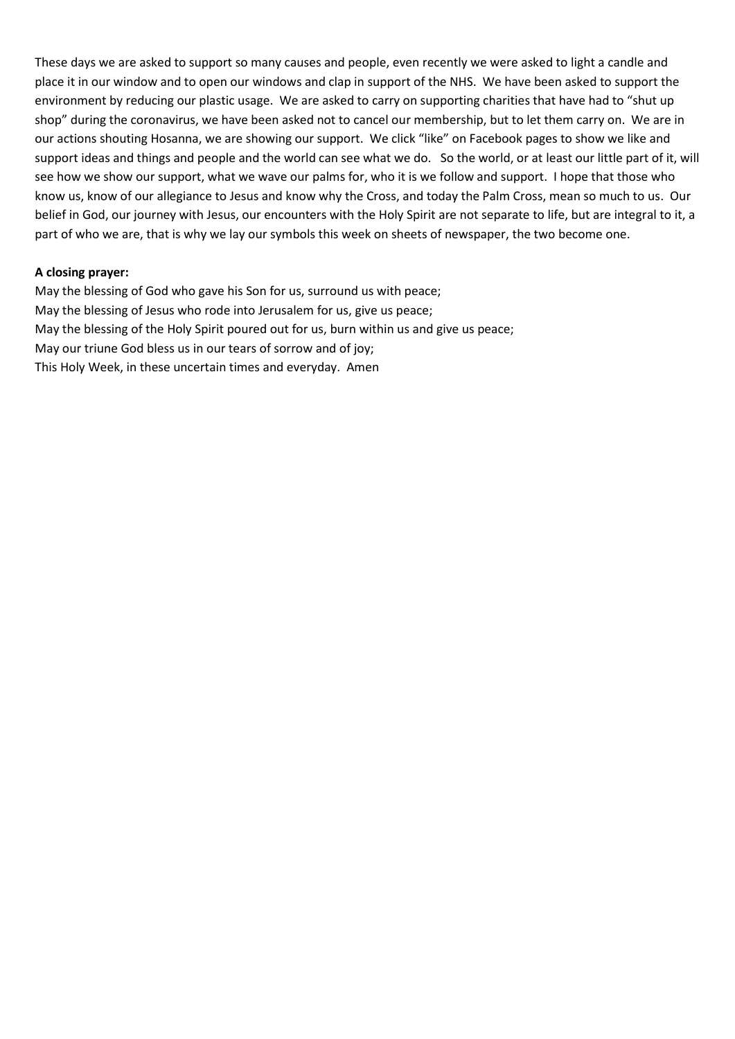These days we are asked to support so many causes and people, even recently we were asked to light a candle and place it in our window and to open our windows and clap in support of the NHS. We have been asked to support the environment by reducing our plastic usage. We are asked to carry on supporting charities that have had to "shut up shop" during the coronavirus, we have been asked not to cancel our membership, but to let them carry on. We are in our actions shouting Hosanna, we are showing our support. We click "like" on Facebook pages to show we like and support ideas and things and people and the world can see what we do. So the world, or at least our little part of it, will see how we show our support, what we wave our palms for, who it is we follow and support. I hope that those who know us, know of our allegiance to Jesus and know why the Cross, and today the Palm Cross, mean so much to us. Our belief in God, our journey with Jesus, our encounters with the Holy Spirit are not separate to life, but are integral to it, a part of who we are, that is why we lay our symbols this week on sheets of newspaper, the two become one.

**A closing prayer:**

May the blessing of God who gave his Son for us, surround us with peace;
May the blessing of Jesus who rode into Jerusalem for us, give us peace;
May the blessing of the Holy Spirit poured out for us, burn within us and give us peace;
May our triune God bless us in our tears of sorrow and of joy;
This Holy Week, in these uncertain times and everyday. Amen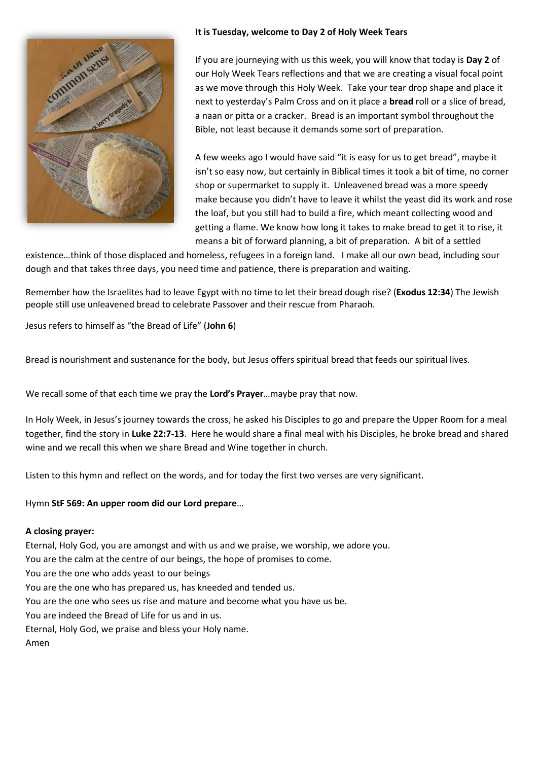**It is Tuesday, welcome to Day 2 of Holy Week Tears**

If you are journeying with us this week, you will know that today is **Day 2** of our Holy Week Tears reflections and that we are creating a visual focal point as we move through this Holy Week. Take your tear drop shape and place it next to yesterday's Palm Cross and on it place a **bread** roll or a slice of bread, a naan or pitta or a cracker. Bread is an important symbol throughout the Bible, not least because it demands some sort of preparation.

A few weeks ago I would have said "it is easy for us to get bread", maybe it isn't so easy now, but certainly in Biblical times it took a bit of time, no corner shop or supermarket to supply it. Unleavened bread was a more speedy make because you didn't have to leave it whilst the yeast did its work and rose the loaf, but you still had to build a fire, which meant collecting wood and getting a flame. We know how long it takes to make bread to get it to rise, it means a bit of forward planning, a bit of preparation. A bit of a settled existence…think of those displaced and homeless, refugees in a foreign land. I make all our own bead, including sour dough and that takes three days, you need time and patience, there is preparation and waiting.

Remember how the Israelites had to leave Egypt with no time to let their bread dough rise? (**Exodus 12:34**) The Jewish people still use unleavened bread to celebrate Passover and their rescue from Pharaoh.

Jesus refers to himself as "the Bread of Life" (**John 6**)

Bread is nourishment and sustenance for the body, but Jesus offers spiritual bread that feeds our spiritual lives.

We recall some of that each time we pray the **Lord's Prayer**…maybe pray that now.

In Holy Week, in Jesus's journey towards the cross, he asked his Disciples to go and prepare the Upper Room for a meal together, find the story in **Luke 22:7-13**. Here he would share a final meal with his Disciples, he broke bread and shared wine and we recall this when we share Bread and Wine together in church.

Listen to this hymn and reflect on the words, and for today the first two verses are very significant.

Hymn **StF 569: An upper room did our Lord prepare**…

**A closing prayer:**

Eternal, Holy God, you are amongst and with us and we praise, we worship, we adore you.  
You are the calm at the centre of our beings, the hope of promises to come.  
You are the one who adds yeast to our beings  
You are the one who has prepared us, has kneeded and tended us.  
You are the one who sees us rise and mature and become what you have us be.  
You are indeed the Bread of Life for us and in us.  
Eternal, Holy God, we praise and bless your Holy name.  
Amen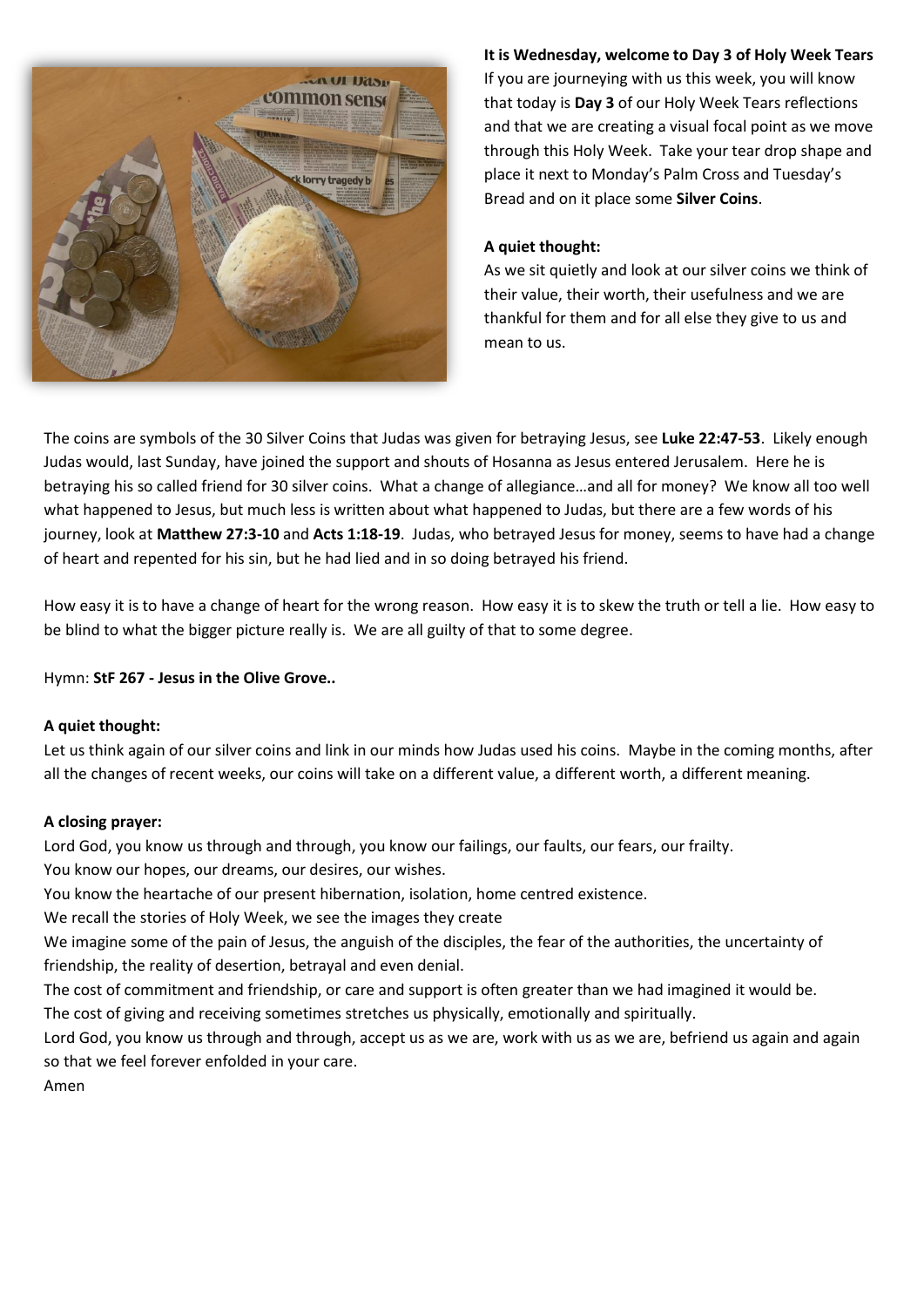**It is Wednesday, welcome to Day 3 of Holy Week Tears**

If you are journeying with us this week, you will know that today is **Day 3** of our Holy Week Tears reflections and that we are creating a visual focal point as we move through this Holy Week. Take your tear drop shape and place it next to Monday's Palm Cross and Tuesday's Bread and on it place some **Silver Coins**.

**A quiet thought:**

As we sit quietly and look at our silver coins we think of their value, their worth, their usefulness and we are thankful for them and for all else they give to us and mean to us.

The coins are symbols of the 30 Silver Coins that Judas was given for betraying Jesus, see **Luke 22:47-53**. Likely enough Judas would, last Sunday, have joined the support and shouts of Hosanna as Jesus entered Jerusalem. Here he is betraying his so called friend for 30 silver coins. What a change of allegiance…and all for money? We know all too well what happened to Jesus, but much less is written about what happened to Judas, but there are a few words of his journey, look at **Matthew 27:3-10** and **Acts 1:18-19**. Judas, who betrayed Jesus for money, seems to have had a change of heart and repented for his sin, but he had lied and in so doing betrayed his friend.

How easy it is to have a change of heart for the wrong reason. How easy it is to skew the truth or tell a lie. How easy to be blind to what the bigger picture really is. We are all guilty of that to some degree.

Hymn: **StF 267 - Jesus in the Olive Grove..**

**A quiet thought:**

Let us think again of our silver coins and link in our minds how Judas used his coins. Maybe in the coming months, after all the changes of recent weeks, our coins will take on a different value, a different worth, a different meaning.

**A closing prayer:**

Lord God, you know us through and through, you know our failings, our faults, our fears, our frailty.
You know our hopes, our dreams, our desires, our wishes.
You know the heartache of our present hibernation, isolation, home centred existence.
We recall the stories of Holy Week, we see the images they create
We imagine some of the pain of Jesus, the anguish of the disciples, the fear of the authorities, the uncertainty of friendship, the reality of desertion, betrayal and even denial.
The cost of commitment and friendship, or care and support is often greater than we had imagined it would be.
The cost of giving and receiving sometimes stretches us physically, emotionally and spiritually.
Lord God, you know us through and through, accept us as we are, work with us as we are, befriend us again and again so that we feel forever enfolded in your care.
Amen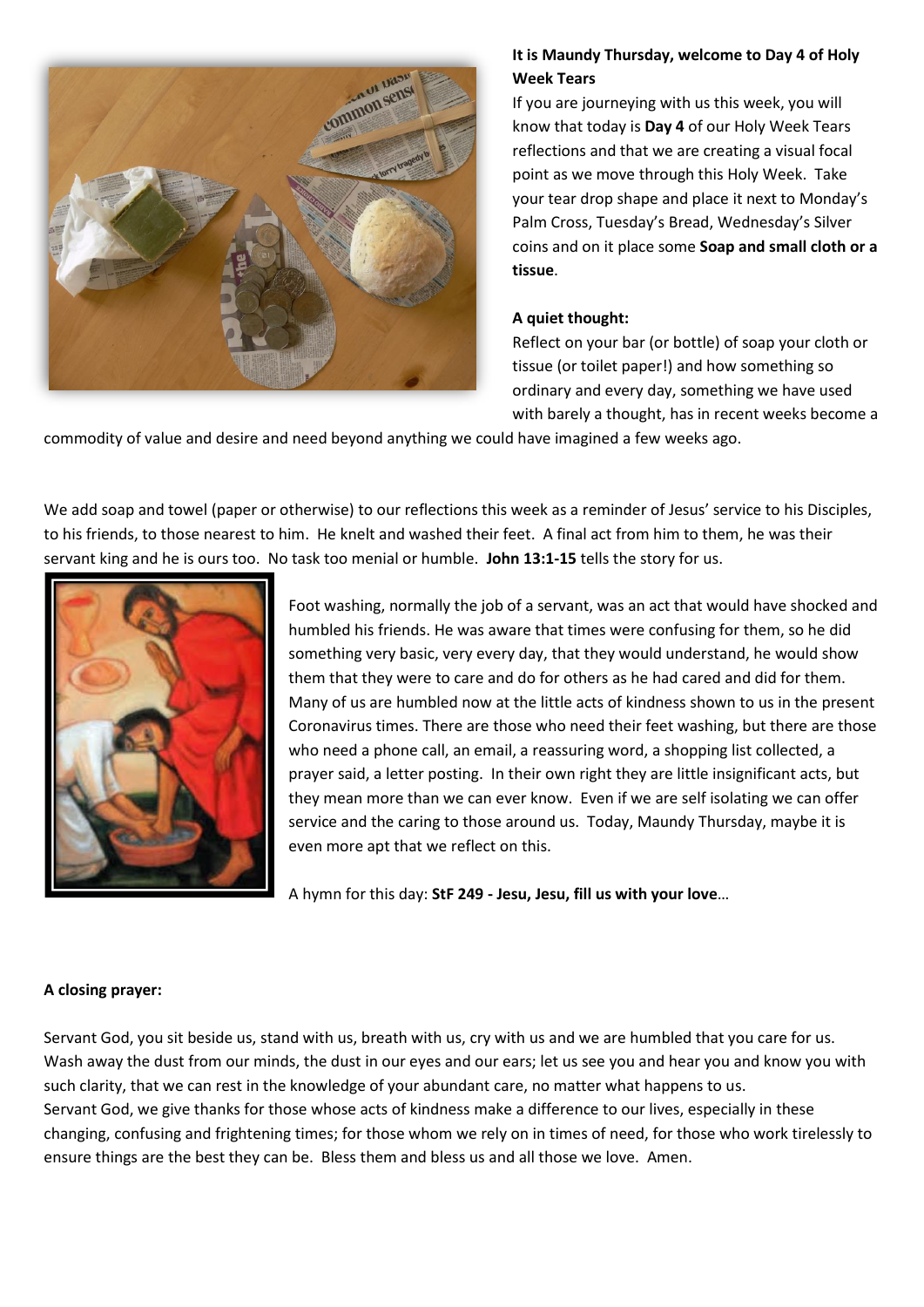**It is Maundy Thursday, welcome to Day 4 of Holy Week Tears**

If you are journeying with us this week, you will know that today is **Day 4** of our Holy Week Tears reflections and that we are creating a visual focal point as we move through this Holy Week. Take your tear drop shape and place it next to Monday's Palm Cross, Tuesday's Bread, Wednesday's Silver coins and on it place some **Soap and small cloth or a tissue**.

**A quiet thought:**

Reflect on your bar (or bottle) of soap your cloth or tissue (or toilet paper!) and how something so ordinary and every day, something we have used with barely a thought, has in recent weeks become a commodity of value and desire and need beyond anything we could have imagined a few weeks ago.

We add soap and towel (paper or otherwise) to our reflections this week as a reminder of Jesus' service to his Disciples, to his friends, to those nearest to him. He knelt and washed their feet. A final act from him to them, he was their servant king and he is ours too. No task too menial or humble. **John 13:1-15** tells the story for us.

Foot washing, normally the job of a servant, was an act that would have shocked and humbled his friends. He was aware that times were confusing for them, so he did something very basic, very every day, that they would understand, he would show them that they were to care and do for others as he had cared and did for them. Many of us are humbled now at the little acts of kindness shown to us in the present Coronavirus times. There are those who need their feet washing, but there are those who need a phone call, an email, a reassuring word, a shopping list collected, a prayer said, a letter posting. In their own right they are little insignificant acts, but they mean more than we can ever know. Even if we are self isolating we can offer service and the caring to those around us. Today, Maundy Thursday, maybe it is even more apt that we reflect on this.

A hymn for this day: **StF 249 - Jesu, Jesu, fill us with your love**…

**A closing prayer:**

Servant God, you sit beside us, stand with us, breath with us, cry with us and we are humbled that you care for us. Wash away the dust from our minds, the dust in our eyes and our ears; let us see you and hear you and know you with such clarity, that we can rest in the knowledge of your abundant care, no matter what happens to us.
Servant God, we give thanks for those whose acts of kindness make a difference to our lives, especially in these changing, confusing and frightening times; for those whom we rely on in times of need, for those who work tirelessly to ensure things are the best they can be. Bless them and bless us and all those we love. Amen.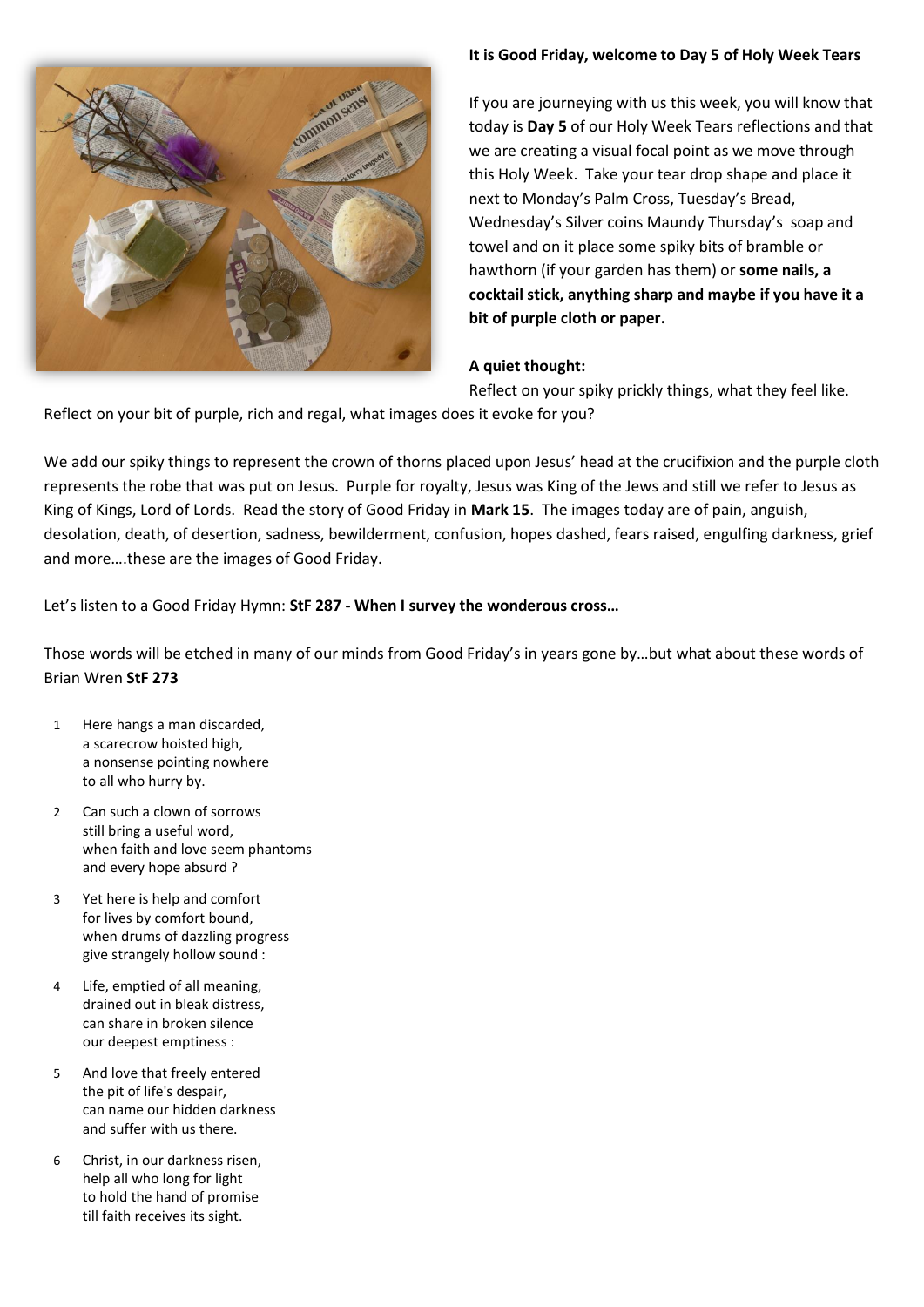**It is Good Friday, welcome to Day 5 of Holy Week Tears**

If you are journeying with us this week, you will know that today is **Day 5** of our Holy Week Tears reflections and that we are creating a visual focal point as we move through this Holy Week. Take your tear drop shape and place it next to Monday's Palm Cross, Tuesday's Bread, Wednesday's Silver coins Maundy Thursday's soap and towel and on it place some spiky bits of bramble or hawthorn (if your garden has them) or **some nails, a cocktail stick, anything sharp and maybe if you have it a bit of purple cloth or paper.**

**A quiet thought:**

Reflect on your spiky prickly things, what they feel like.
Reflect on your bit of purple, rich and regal, what images does it evoke for you?

We add our spiky things to represent the crown of thorns placed upon Jesus' head at the crucifixion and the purple cloth represents the robe that was put on Jesus. Purple for royalty, Jesus was King of the Jews and still we refer to Jesus as King of Kings, Lord of Lords. Read the story of Good Friday in **Mark 15**. The images today are of pain, anguish, desolation, death, of desertion, sadness, bewilderment, confusion, hopes dashed, fears raised, engulfing darkness, grief and more….these are the images of Good Friday.

Let's listen to a Good Friday Hymn: **StF 287 - When I survey the wonderous cross…**

Those words will be etched in many of our minds from Good Friday's in years gone by…but what about these words of Brian Wren **StF 273**

1. Here hangs a man discarded,
   a scarecrow hoisted high,
   a nonsense pointing nowhere
   to all who hurry by.

2. Can such a clown of sorrows
   still bring a useful word,
   when faith and love seem phantoms
   and every hope absurd ?

3. Yet here is help and comfort
   for lives by comfort bound,
   when drums of dazzling progress
   give strangely hollow sound :

4. Life, emptied of all meaning,
   drained out in bleak distress,
   can share in broken silence
   our deepest emptiness :

5. And love that freely entered
   the pit of life's despair,
   can name our hidden darkness
   and suffer with us there.

6. Christ, in our darkness risen,
   help all who long for light
   to hold the hand of promise
   till faith receives its sight.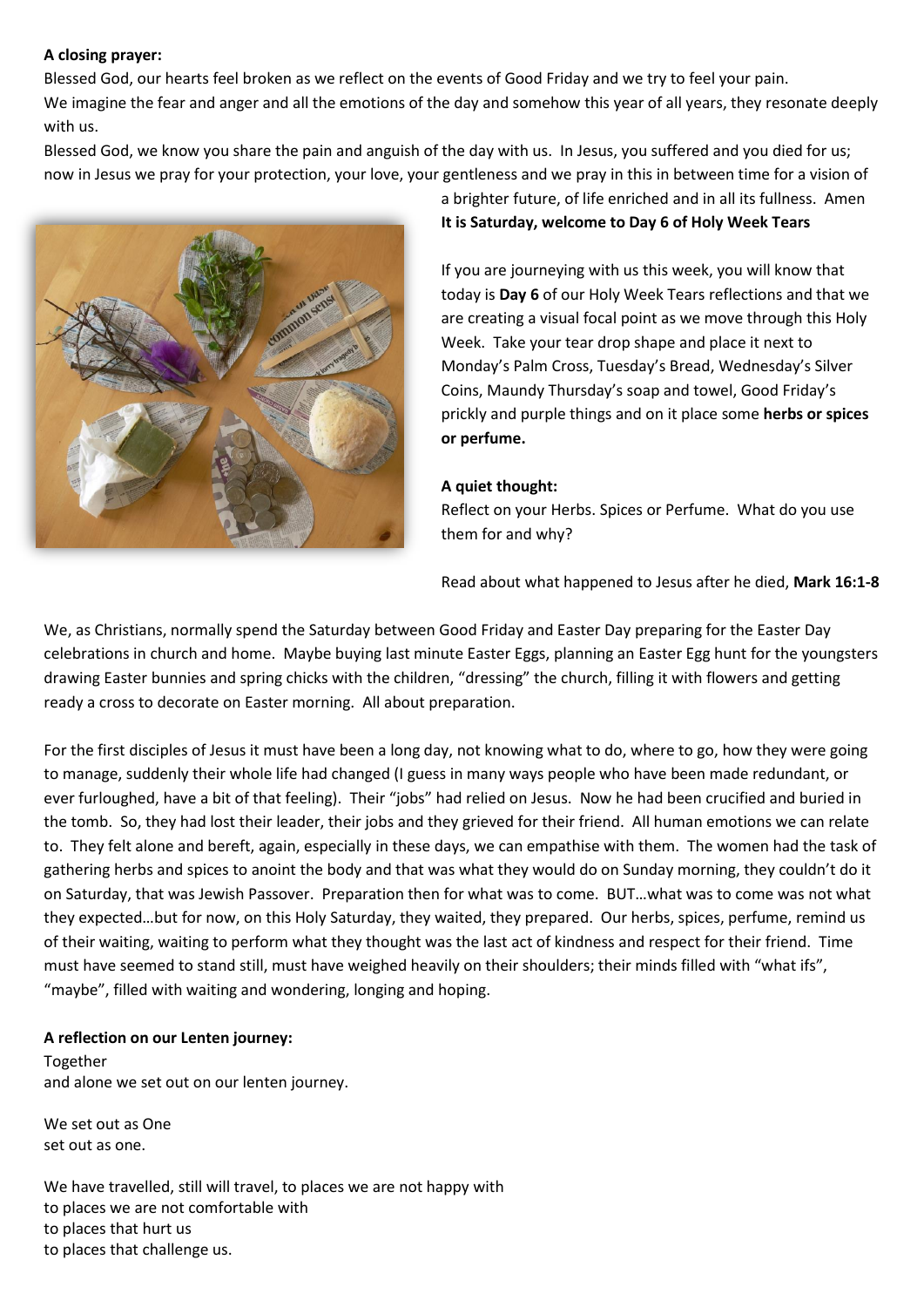**A closing prayer:**

Blessed God, our hearts feel broken as we reflect on the events of Good Friday and we try to feel your pain.
We imagine the fear and anger and all the emotions of the day and somehow this year of all years, they resonate deeply with us.

Blessed God, we know you share the pain and anguish of the day with us. In Jesus, you suffered and you died for us; now in Jesus we pray for your protection, your love, your gentleness and we pray in this in between time for a vision of a brighter future, of life enriched and in all its fullness. Amen

**It is Saturday, welcome to Day 6 of Holy Week Tears**

If you are journeying with us this week, you will know that today is **Day 6** of our Holy Week Tears reflections and that we are creating a visual focal point as we move through this Holy Week. Take your tear drop shape and place it next to Monday's Palm Cross, Tuesday's Bread, Wednesday's Silver Coins, Maundy Thursday's soap and towel, Good Friday's prickly and purple things and on it place some **herbs or spices or perfume.**

**A quiet thought:**

Reflect on your Herbs. Spices or Perfume. What do you use them for and why?

Read about what happened to Jesus after he died, **Mark 16:1-8**

We, as Christians, normally spend the Saturday between Good Friday and Easter Day preparing for the Easter Day celebrations in church and home. Maybe buying last minute Easter Eggs, planning an Easter Egg hunt for the youngsters drawing Easter bunnies and spring chicks with the children, "dressing" the church, filling it with flowers and getting ready a cross to decorate on Easter morning. All about preparation.

For the first disciples of Jesus it must have been a long day, not knowing what to do, where to go, how they were going to manage, suddenly their whole life had changed (I guess in many ways people who have been made redundant, or ever furloughed, have a bit of that feeling). Their "jobs" had relied on Jesus. Now he had been crucified and buried in the tomb. So, they had lost their leader, their jobs and they grieved for their friend. All human emotions we can relate to. They felt alone and bereft, again, especially in these days, we can empathise with them. The women had the task of gathering herbs and spices to anoint the body and that was what they would do on Sunday morning, they couldn't do it on Saturday, that was Jewish Passover. Preparation then for what was to come. BUT…what was to come was not what they expected…but for now, on this Holy Saturday, they waited, they prepared. Our herbs, spices, perfume, remind us of their waiting, waiting to perform what they thought was the last act of kindness and respect for their friend. Time must have seemed to stand still, must have weighed heavily on their shoulders; their minds filled with "what ifs", "maybe", filled with waiting and wondering, longing and hoping.

**A reflection on our Lenten journey:**

Together
and alone we set out on our lenten journey.

We set out as One
set out as one.

We have travelled, still will travel, to places we are not happy with
to places we are not comfortable with
to places that hurt us
to places that challenge us.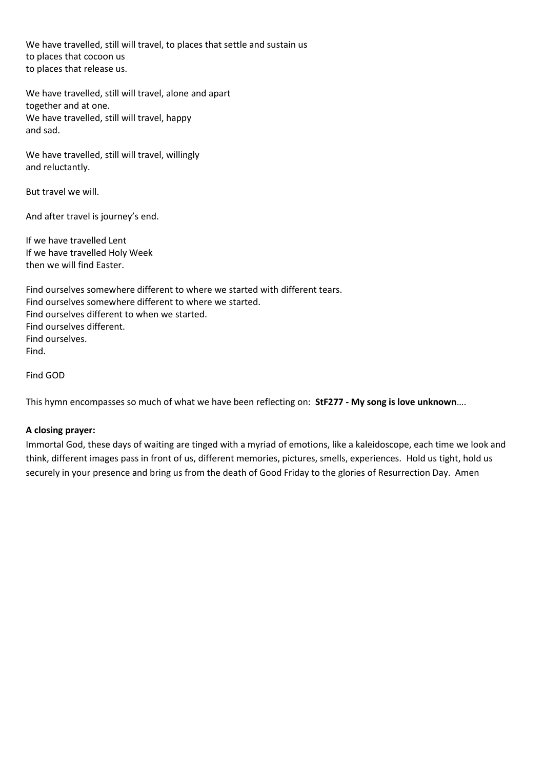We have travelled, still will travel, to places that settle and sustain us
to places that cocoon us
to places that release us.

We have travelled, still will travel, alone and apart
together and at one.
We have travelled, still will travel, happy
and sad.

We have travelled, still will travel, willingly
and reluctantly.

But travel we will.

And after travel is journey's end.

If we have travelled Lent
If we have travelled Holy Week
then we will find Easter.

Find ourselves somewhere different to where we started with different tears.
Find ourselves somewhere different to where we started.
Find ourselves different to when we started.
Find ourselves different.
Find ourselves.
Find.

Find GOD

This hymn encompasses so much of what we have been reflecting on: **StF277 - My song is love unknown**….

**A closing prayer:**

Immortal God, these days of waiting are tinged with a myriad of emotions, like a kaleidoscope, each time we look and think, different images pass in front of us, different memories, pictures, smells, experiences. Hold us tight, hold us securely in your presence and bring us from the death of Good Friday to the glories of Resurrection Day. Amen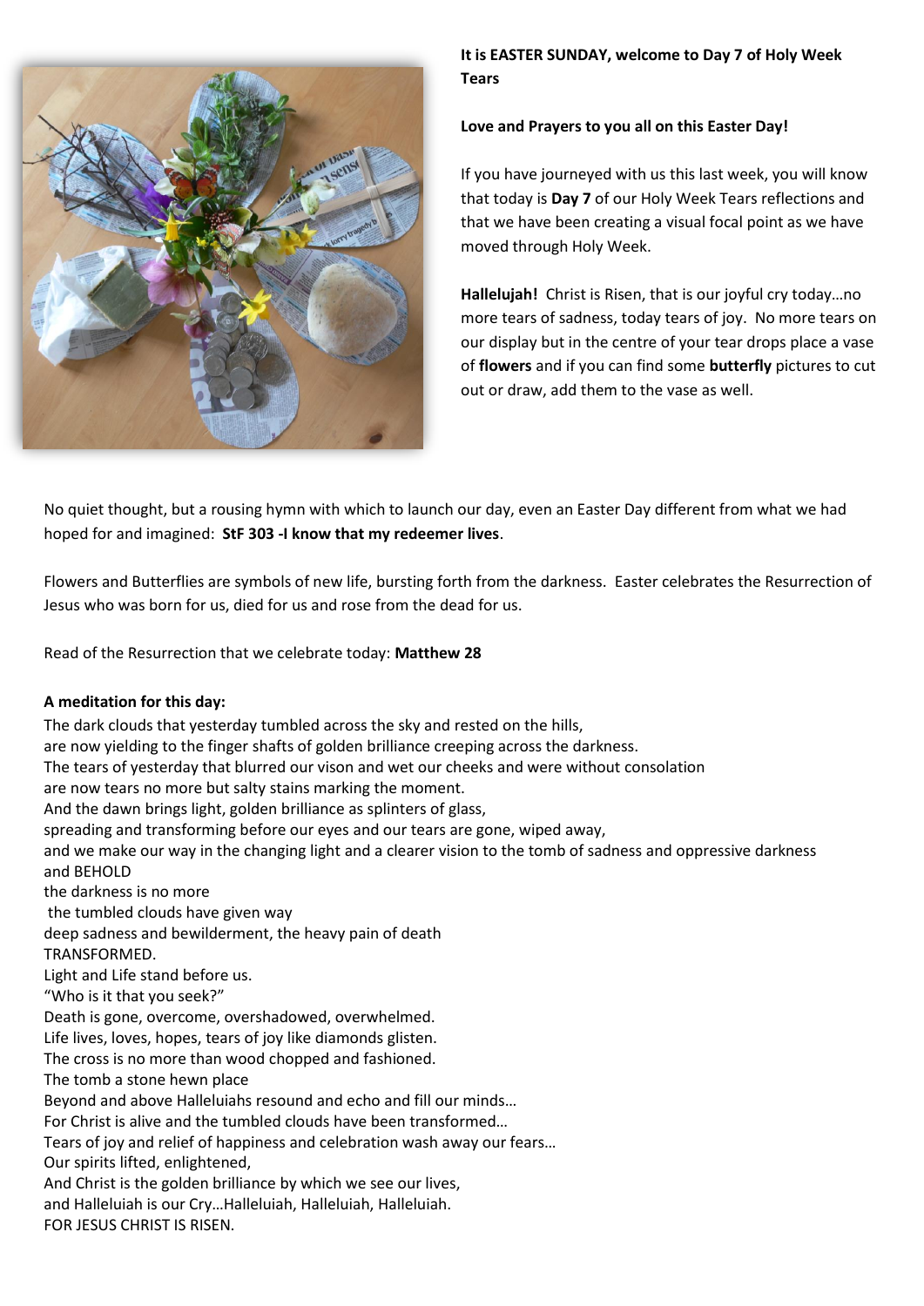**It is EASTER SUNDAY, welcome to Day 7 of Holy Week Tears**

**Love and Prayers to you all on this Easter Day!**

If you have journeyed with us this last week, you will know that today is **Day 7** of our Holy Week Tears reflections and that we have been creating a visual focal point as we have moved through Holy Week.

**Hallelujah!** Christ is Risen, that is our joyful cry today…no more tears of sadness, today tears of joy. No more tears on our display but in the centre of your tear drops place a vase of **flowers** and if you can find some **butterfly** pictures to cut out or draw, add them to the vase as well.

No quiet thought, but a rousing hymn with which to launch our day, even an Easter Day different from what we had hoped for and imagined: **StF 303 -I know that my redeemer lives**.

Flowers and Butterflies are symbols of new life, bursting forth from the darkness. Easter celebrates the Resurrection of Jesus who was born for us, died for us and rose from the dead for us.

Read of the Resurrection that we celebrate today: **Matthew 28**

**A meditation for this day:**

The dark clouds that yesterday tumbled across the sky and rested on the hills,  
are now yielding to the finger shafts of golden brilliance creeping across the darkness.  
The tears of yesterday that blurred our vison and wet our cheeks and were without consolation  
are now tears no more but salty stains marking the moment.  
And the dawn brings light, golden brilliance as splinters of glass,  
spreading and transforming before our eyes and our tears are gone, wiped away,  
and we make our way in the changing light and a clearer vision to the tomb of sadness and oppressive darkness  
and BEHOLD  
the darkness is no more  
the tumbled clouds have given way  
deep sadness and bewilderment, the heavy pain of death  
TRANSFORMED.  
Light and Life stand before us.  
"Who is it that you seek?"  
Death is gone, overcome, overshadowed, overwhelmed.  
Life lives, loves, hopes, tears of joy like diamonds glisten.  
The cross is no more than wood chopped and fashioned.  
The tomb a stone hewn place  
Beyond and above Halleluiahs resound and echo and fill our minds…  
For Christ is alive and the tumbled clouds have been transformed…  
Tears of joy and relief of happiness and celebration wash away our fears…  
Our spirits lifted, enlightened,  
And Christ is the golden brilliance by which we see our lives,  
and Halleluiah is our Cry…Halleluiah, Halleluiah, Halleluiah.  
FOR JESUS CHRIST IS RISEN.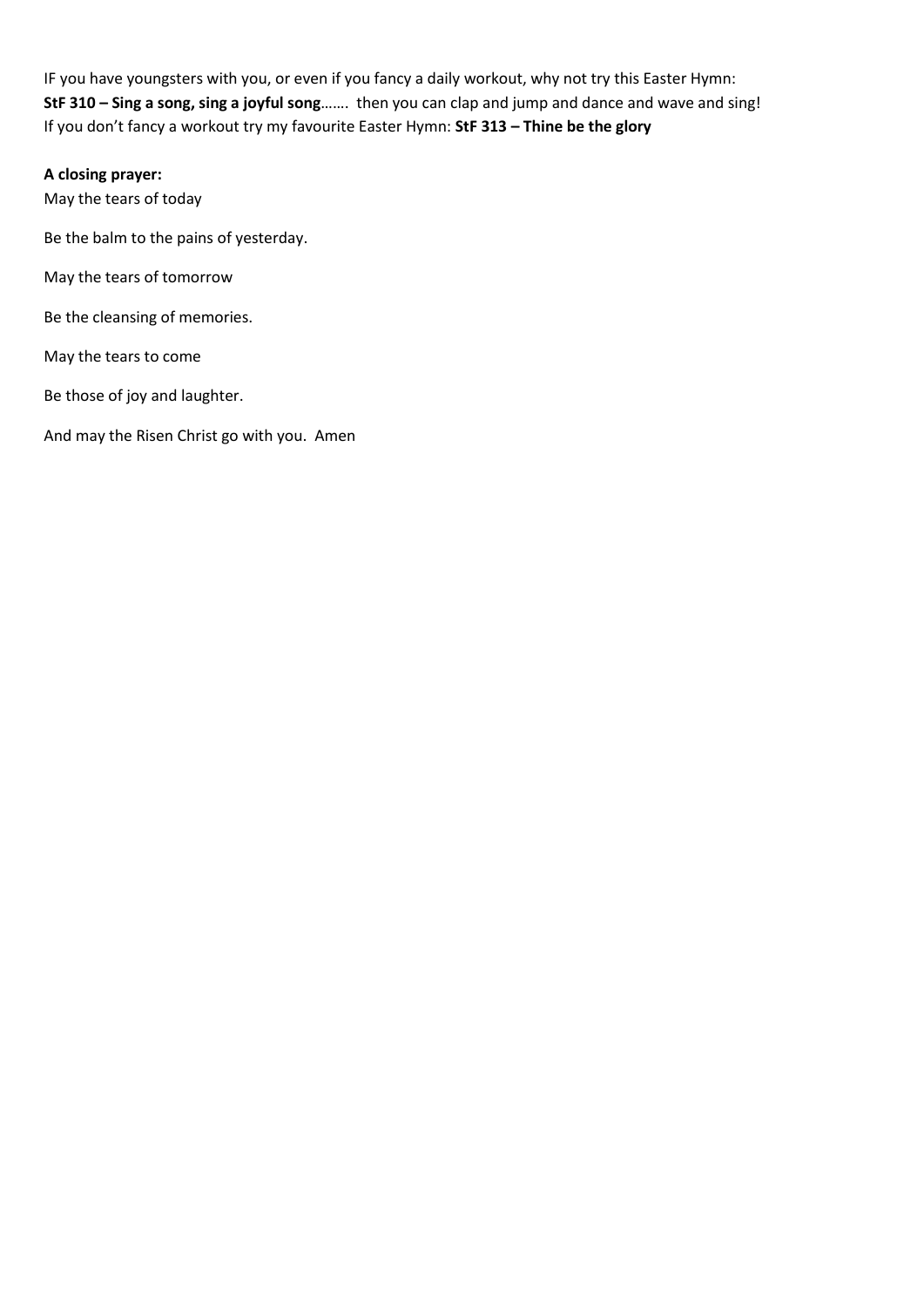IF you have youngsters with you, or even if you fancy a daily workout, why not try this Easter Hymn:
**StF 310 – Sing a song, sing a joyful song**……. then you can clap and jump and dance and wave and sing!
If you don't fancy a workout try my favourite Easter Hymn: **StF 313 – Thine be the glory**

**A closing prayer:**

May the tears of today

Be the balm to the pains of yesterday.

May the tears of tomorrow

Be the cleansing of memories.

May the tears to come

Be those of joy and laughter.

And may the Risen Christ go with you. Amen